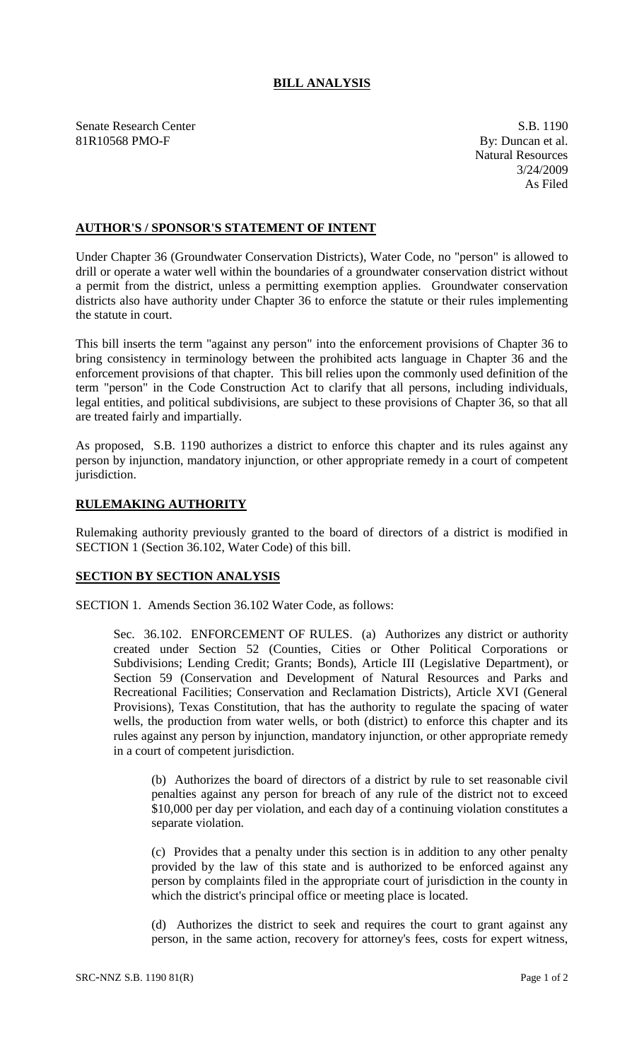# BILL ANALYSIS

Senate Research Center
81R10568 PMO-F

S.B. 1190
By: Duncan et al.
Natural Resources
3/24/2009
As Filed

## AUTHOR'S / SPONSOR'S STATEMENT OF INTENT

Under Chapter 36 (Groundwater Conservation Districts), Water Code, no "person" is allowed to drill or operate a water well within the boundaries of a groundwater conservation district without a permit from the district, unless a permitting exemption applies. Groundwater conservation districts also have authority under Chapter 36 to enforce the statute or their rules implementing the statute in court.

This bill inserts the term "against any person" into the enforcement provisions of Chapter 36 to bring consistency in terminology between the prohibited acts language in Chapter 36 and the enforcement provisions of that chapter. This bill relies upon the commonly used definition of the term "person" in the Code Construction Act to clarify that all persons, including individuals, legal entities, and political subdivisions, are subject to these provisions of Chapter 36, so that all are treated fairly and impartially.

As proposed, S.B. 1190 authorizes a district to enforce this chapter and its rules against any person by injunction, mandatory injunction, or other appropriate remedy in a court of competent jurisdiction.

## RULEMAKING AUTHORITY

Rulemaking authority previously granted to the board of directors of a district is modified in SECTION 1 (Section 36.102, Water Code) of this bill.

## SECTION BY SECTION ANALYSIS

SECTION 1. Amends Section 36.102 Water Code, as follows:

Sec. 36.102. ENFORCEMENT OF RULES. (a) Authorizes any district or authority created under Section 52 (Counties, Cities or Other Political Corporations or Subdivisions; Lending Credit; Grants; Bonds), Article III (Legislative Department), or Section 59 (Conservation and Development of Natural Resources and Parks and Recreational Facilities; Conservation and Reclamation Districts), Article XVI (General Provisions), Texas Constitution, that has the authority to regulate the spacing of water wells, the production from water wells, or both (district) to enforce this chapter and its rules against any person by injunction, mandatory injunction, or other appropriate remedy in a court of competent jurisdiction.

(b) Authorizes the board of directors of a district by rule to set reasonable civil penalties against any person for breach of any rule of the district not to exceed $10,000 per day per violation, and each day of a continuing violation constitutes a separate violation.

(c) Provides that a penalty under this section is in addition to any other penalty provided by the law of this state and is authorized to be enforced against any person by complaints filed in the appropriate court of jurisdiction in the county in which the district's principal office or meeting place is located.

(d) Authorizes the district to seek and requires the court to grant against any person, in the same action, recovery for attorney's fees, costs for expert witness,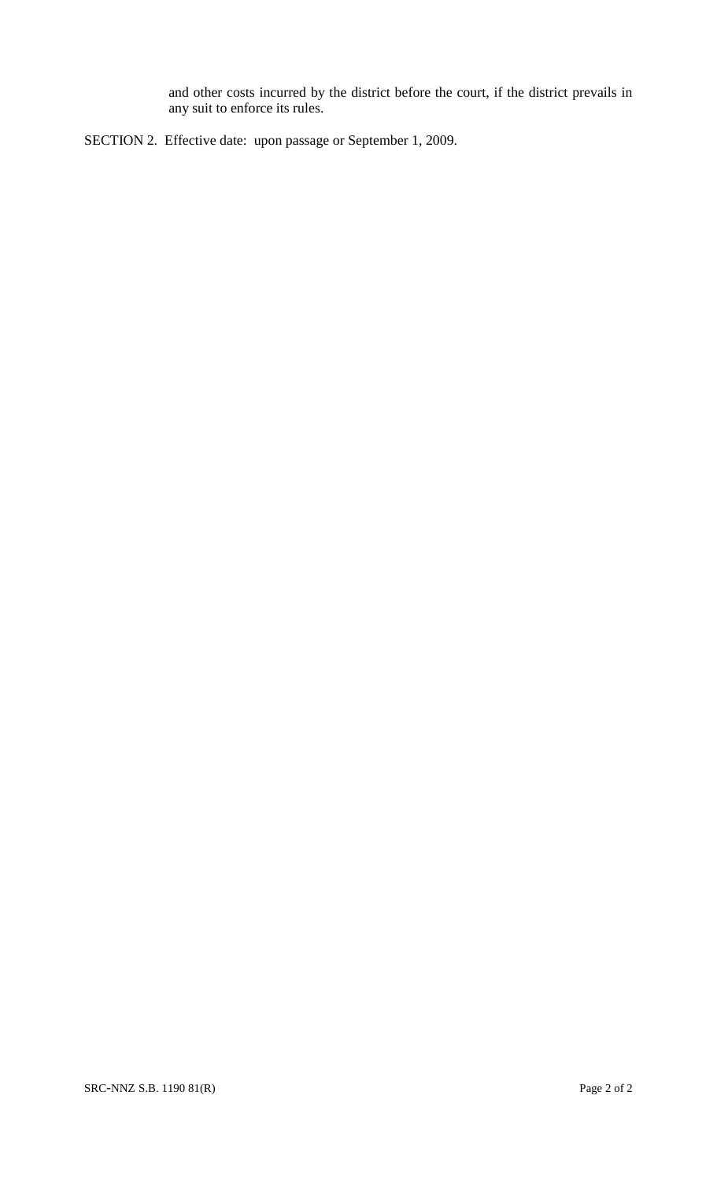and other costs incurred by the district before the court, if the district prevails in any suit to enforce its rules.

SECTION 2. Effective date: upon passage or September 1, 2009.